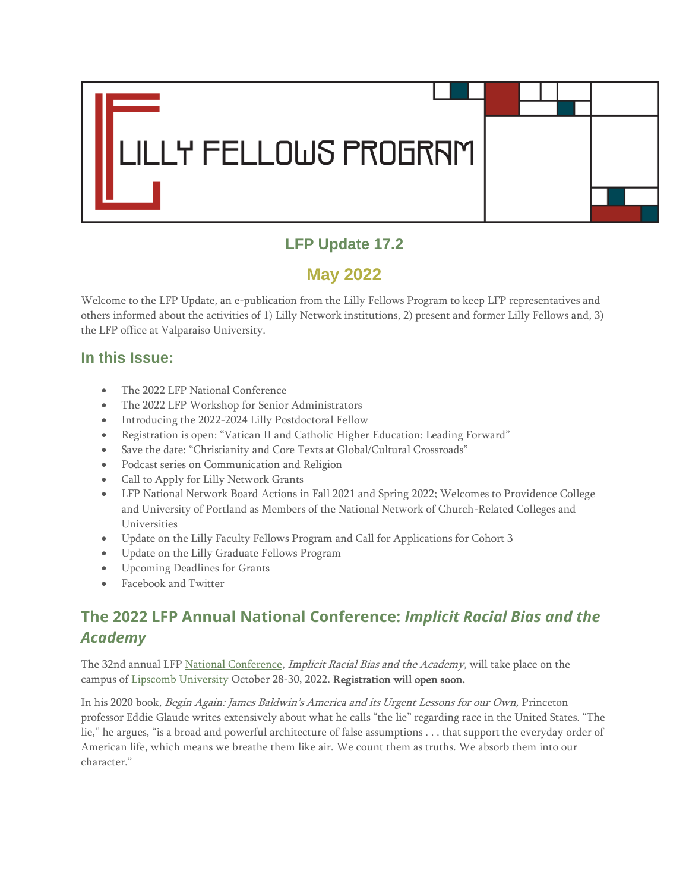# LILLY FELLOWS PROGRAM

## LFP Update 17.2

## May 2022

Welcome to the LFP Update, an e-publication from the Lilly Fellows Program to keep LFP representatives and others informed about the activities of 1) Lilly Network institutions, 2) present and former Lilly Fellows and, 3) the LFP office at Valparaiso University.

## In this Issue:

- The 2022 LFP National Conference
- The 2022 LFP Workshop for Senior Administrators
- Introducing the 2022-2024 Lilly Postdoctoral Fellow
- Registration is open: "Vatican II and Catholic Higher Education: Leading Forward"
- Save the date: "Christianity and Core Texts at Global/Cultural Crossroads"
- Podcast series on Communication and Religion
- Call to Apply for Lilly Network Grants
- LFP National Network Board Actions in Fall 2021 and Spring 2022; Welcomes to Providence College and University of Portland as Members of the National Network of Church-Related Colleges and Universities
- Update on the Lilly Faculty Fellows Program and Call for Applications for Cohort 3
- Update on the Lilly Graduate Fellows Program
- Upcoming Deadlines for Grants
- Facebook and Twitter

## The 2022 LFP Annual National Conference: *Implicit Racial Bias and the Academy*

The 32nd annual LFP National Conference, *Implicit Racial Bias and the Academy*, will take place on the campus of Lipscomb University October 28-30, 2022. **Registration will open soon.**

In his 2020 book, *Begin Again: James Baldwin's America and its Urgent Lessons for our Own,* Princeton professor Eddie Glaude writes extensively about what he calls "the lie" regarding race in the United States. "The lie," he argues, "is a broad and powerful architecture of false assumptions . . . that support the everyday order of American life, which means we breathe them like air. We count them as truths. We absorb them into our character."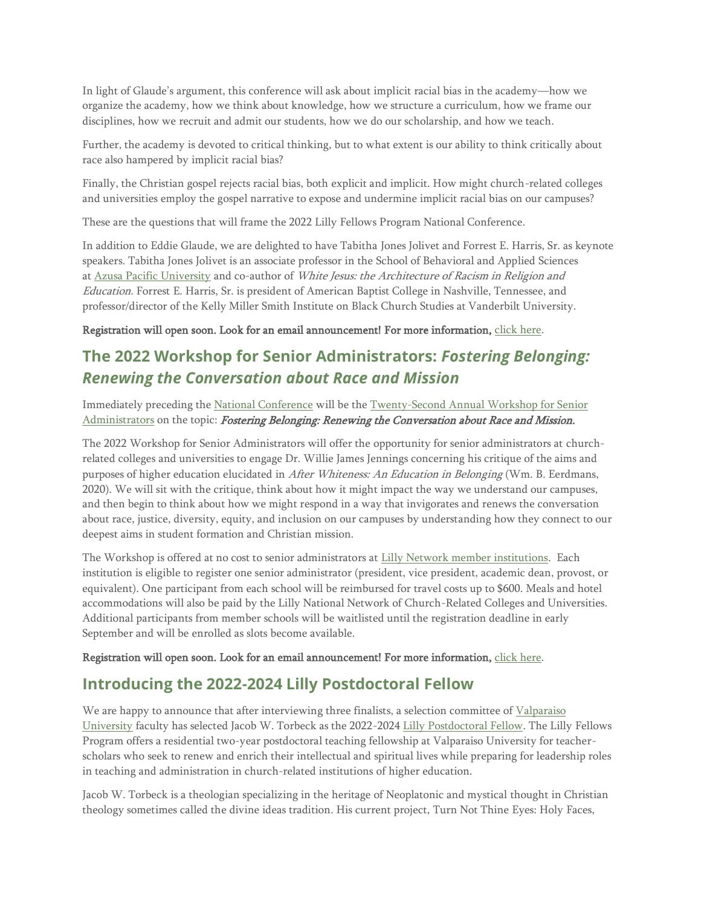In light of Glaude's argument, this conference will ask about implicit racial bias in the academy—how we organize the academy, how we think about knowledge, how we structure a curriculum, how we frame our disciplines, how we recruit and admit our students, how we do our scholarship, and how we teach.

Further, the academy is devoted to critical thinking, but to what extent is our ability to think critically about race also hampered by implicit racial bias?

Finally, the Christian gospel rejects racial bias, both explicit and implicit. How might church-related colleges and universities employ the gospel narrative to expose and undermine implicit racial bias on our campuses?

These are the questions that will frame the 2022 Lilly Fellows Program National Conference.

In addition to Eddie Glaude, we are delighted to have Tabitha Jones Jolivet and Forrest E. Harris, Sr. as keynote speakers. Tabitha Jones Jolivet is an associate professor in the School of Behavioral and Applied Sciences at Azusa Pacific University and co-author of *White Jesus: the Architecture of Racism in Religion and Education*. Forrest E. Harris, Sr. is president of American Baptist College in Nashville, Tennessee, and professor/director of the Kelly Miller Smith Institute on Black Church Studies at Vanderbilt University.

**Registration will open soon. Look for an email announcement! For more information,** click here.

## The 2022 Workshop for Senior Administrators: *Fostering Belonging: Renewing the Conversation about Race and Mission*

Immediately preceding the National Conference will be the Twenty-Second Annual Workshop for Senior Administrators on the topic: ***Fostering Belonging: Renewing the Conversation about Race and Mission.***

The 2022 Workshop for Senior Administrators will offer the opportunity for senior administrators at church-related colleges and universities to engage Dr. Willie James Jennings concerning his critique of the aims and purposes of higher education elucidated in *After Whiteness: An Education in Belonging* (Wm. B. Eerdmans, 2020). We will sit with the critique, think about how it might impact the way we understand our campuses, and then begin to think about how we might respond in a way that invigorates and renews the conversation about race, justice, diversity, equity, and inclusion on our campuses by understanding how they connect to our deepest aims in student formation and Christian mission.

The Workshop is offered at no cost to senior administrators at Lilly Network member institutions. Each institution is eligible to register one senior administrator (president, vice president, academic dean, provost, or equivalent). One participant from each school will be reimbursed for travel costs up to $600. Meals and hotel accommodations will also be paid by the Lilly National Network of Church-Related Colleges and Universities. Additional participants from member schools will be waitlisted until the registration deadline in early September and will be enrolled as slots become available.

**Registration will open soon. Look for an email announcement! For more information,** click here.

## Introducing the 2022-2024 Lilly Postdoctoral Fellow

We are happy to announce that after interviewing three finalists, a selection committee of Valparaiso University faculty has selected Jacob W. Torbeck as the 2022-2024 Lilly Postdoctoral Fellow. The Lilly Fellows Program offers a residential two-year postdoctoral teaching fellowship at Valparaiso University for teacher-scholars who seek to renew and enrich their intellectual and spiritual lives while preparing for leadership roles in teaching and administration in church-related institutions of higher education.

Jacob W. Torbeck is a theologian specializing in the heritage of Neoplatonic and mystical thought in Christian theology sometimes called the divine ideas tradition. His current project, Turn Not Thine Eyes: Holy Faces,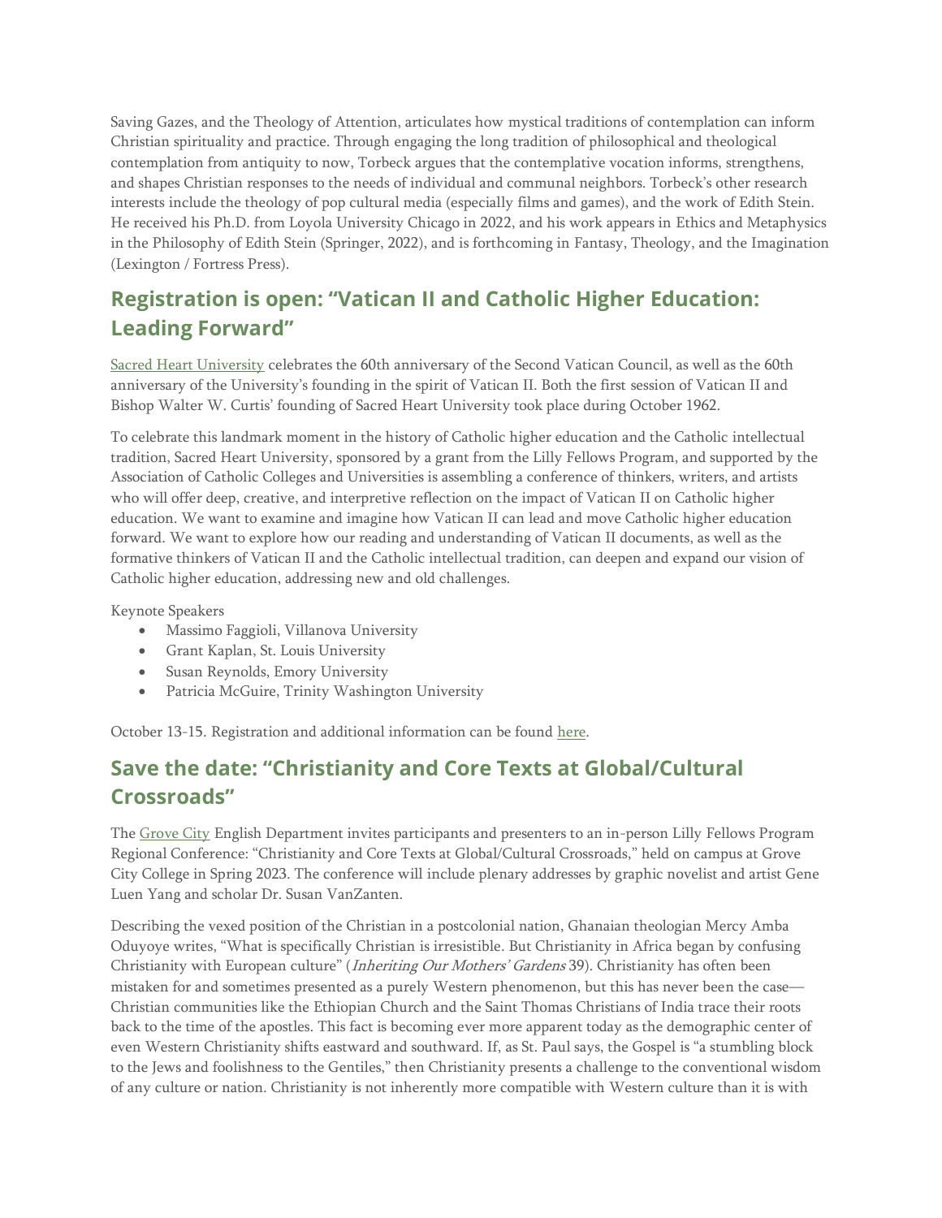Saving Gazes, and the Theology of Attention, articulates how mystical traditions of contemplation can inform Christian spirituality and practice. Through engaging the long tradition of philosophical and theological contemplation from antiquity to now, Torbeck argues that the contemplative vocation informs, strengthens, and shapes Christian responses to the needs of individual and communal neighbors. Torbeck's other research interests include the theology of pop cultural media (especially films and games), and the work of Edith Stein. He received his Ph.D. from Loyola University Chicago in 2022, and his work appears in Ethics and Metaphysics in the Philosophy of Edith Stein (Springer, 2022), and is forthcoming in Fantasy, Theology, and the Imagination (Lexington / Fortress Press).

## Registration is open: "Vatican II and Catholic Higher Education: Leading Forward"

Sacred Heart University celebrates the 60th anniversary of the Second Vatican Council, as well as the 60th anniversary of the University's founding in the spirit of Vatican II. Both the first session of Vatican II and Bishop Walter W. Curtis' founding of Sacred Heart University took place during October 1962.

To celebrate this landmark moment in the history of Catholic higher education and the Catholic intellectual tradition, Sacred Heart University, sponsored by a grant from the Lilly Fellows Program, and supported by the Association of Catholic Colleges and Universities is assembling a conference of thinkers, writers, and artists who will offer deep, creative, and interpretive reflection on the impact of Vatican II on Catholic higher education. We want to examine and imagine how Vatican II can lead and move Catholic higher education forward. We want to explore how our reading and understanding of Vatican II documents, as well as the formative thinkers of Vatican II and the Catholic intellectual tradition, can deepen and expand our vision of Catholic higher education, addressing new and old challenges.

Keynote Speakers

- Massimo Faggioli, Villanova University
- Grant Kaplan, St. Louis University
- Susan Reynolds, Emory University
- Patricia McGuire, Trinity Washington University

October 13-15. Registration and additional information can be found here.

## Save the date: "Christianity and Core Texts at Global/Cultural Crossroads"

The Grove City English Department invites participants and presenters to an in-person Lilly Fellows Program Regional Conference: "Christianity and Core Texts at Global/Cultural Crossroads," held on campus at Grove City College in Spring 2023. The conference will include plenary addresses by graphic novelist and artist Gene Luen Yang and scholar Dr. Susan VanZanten.

Describing the vexed position of the Christian in a postcolonial nation, Ghanaian theologian Mercy Amba Oduyoye writes, "What is specifically Christian is irresistible. But Christianity in Africa began by confusing Christianity with European culture" (*Inheriting Our Mothers' Gardens* 39). Christianity has often been mistaken for and sometimes presented as a purely Western phenomenon, but this has never been the case—Christian communities like the Ethiopian Church and the Saint Thomas Christians of India trace their roots back to the time of the apostles. This fact is becoming ever more apparent today as the demographic center of even Western Christianity shifts eastward and southward. If, as St. Paul says, the Gospel is "a stumbling block to the Jews and foolishness to the Gentiles," then Christianity presents a challenge to the conventional wisdom of any culture or nation. Christianity is not inherently more compatible with Western culture than it is with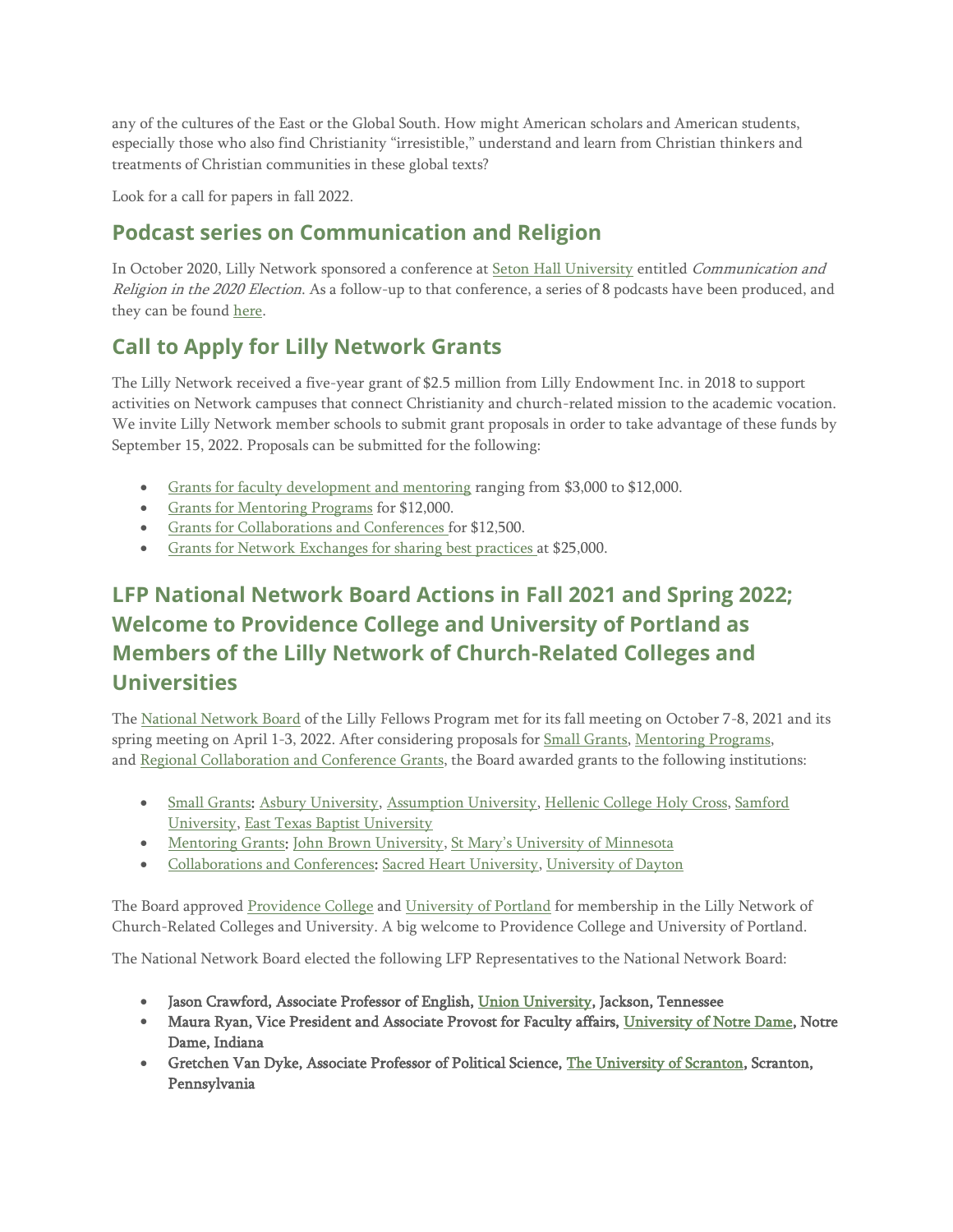any of the cultures of the East or the Global South. How might American scholars and American students, especially those who also find Christianity "irresistible," understand and learn from Christian thinkers and treatments of Christian communities in these global texts?

Look for a call for papers in fall 2022.

## Podcast series on Communication and Religion

In October 2020, Lilly Network sponsored a conference at Seton Hall University entitled *Communication and Religion in the 2020 Election*. As a follow-up to that conference, a series of 8 podcasts have been produced, and they can be found here.

## Call to Apply for Lilly Network Grants

The Lilly Network received a five-year grant of $2.5 million from Lilly Endowment Inc. in 2018 to support activities on Network campuses that connect Christianity and church-related mission to the academic vocation. We invite Lilly Network member schools to submit grant proposals in order to take advantage of these funds by September 15, 2022. Proposals can be submitted for the following:

- Grants for faculty development and mentoring ranging from $3,000 to $12,000.
- Grants for Mentoring Programs for $12,000.
- Grants for Collaborations and Conferences for $12,500.
- Grants for Network Exchanges for sharing best practices at $25,000.

## LFP National Network Board Actions in Fall 2021 and Spring 2022; Welcome to Providence College and University of Portland as Members of the Lilly Network of Church-Related Colleges and Universities

The National Network Board of the Lilly Fellows Program met for its fall meeting on October 7-8, 2021 and its spring meeting on April 1-3, 2022. After considering proposals for Small Grants, Mentoring Programs, and Regional Collaboration and Conference Grants, the Board awarded grants to the following institutions:

- Small Grants: Asbury University, Assumption University, Hellenic College Holy Cross, Samford University, East Texas Baptist University
- Mentoring Grants: John Brown University, St Mary's University of Minnesota
- Collaborations and Conferences: Sacred Heart University, University of Dayton

The Board approved Providence College and University of Portland for membership in the Lilly Network of Church-Related Colleges and University. A big welcome to Providence College and University of Portland.

The National Network Board elected the following LFP Representatives to the National Network Board:

- Jason Crawford, Associate Professor of English, Union University, Jackson, Tennessee
- Maura Ryan, Vice President and Associate Provost for Faculty affairs, University of Notre Dame, Notre Dame, Indiana
- Gretchen Van Dyke, Associate Professor of Political Science, The University of Scranton, Scranton, Pennsylvania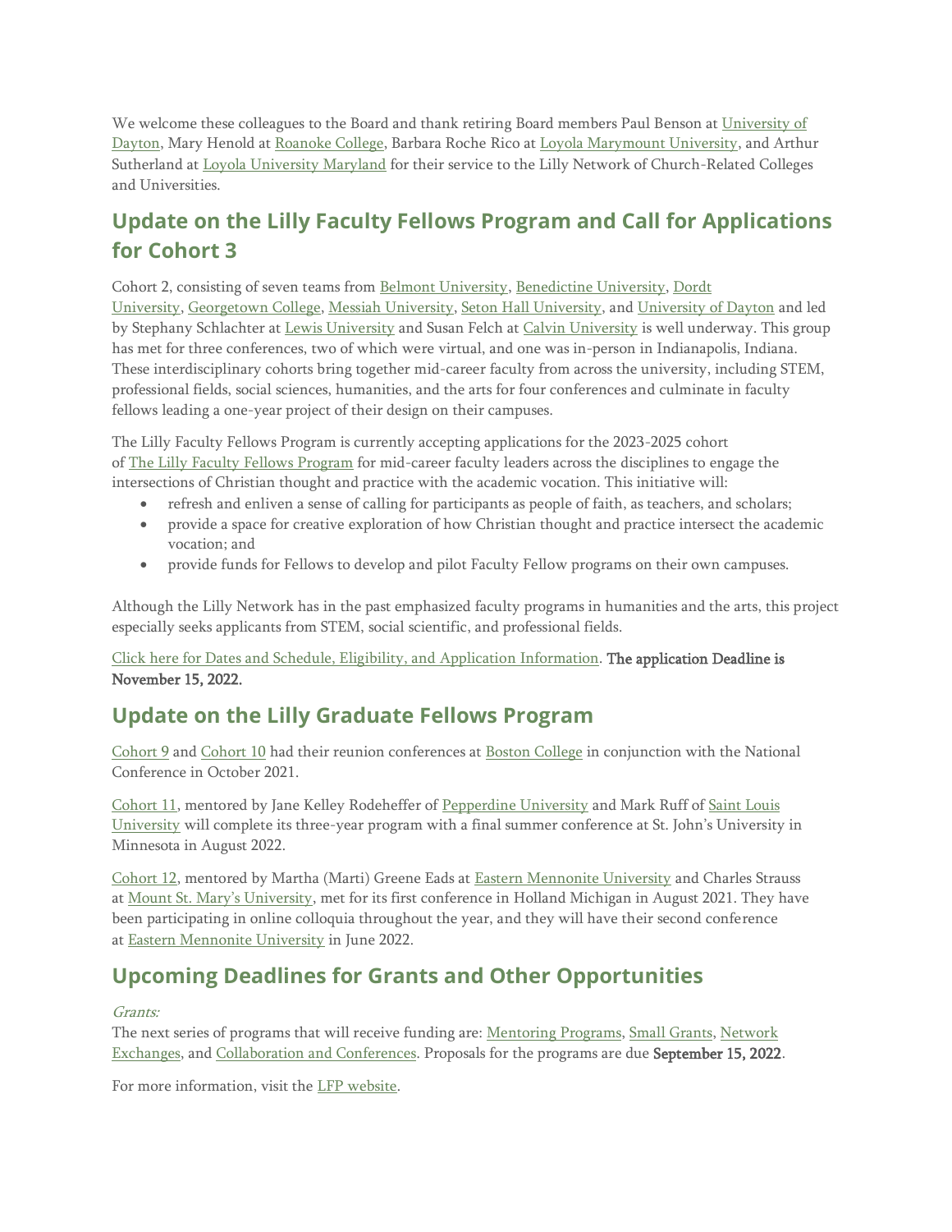We welcome these colleagues to the Board and thank retiring Board members Paul Benson at University of Dayton, Mary Henold at Roanoke College, Barbara Roche Rico at Loyola Marymount University, and Arthur Sutherland at Loyola University Maryland for their service to the Lilly Network of Church-Related Colleges and Universities.

## Update on the Lilly Faculty Fellows Program and Call for Applications for Cohort 3

Cohort 2, consisting of seven teams from Belmont University, Benedictine University, Dordt University, Georgetown College, Messiah University, Seton Hall University, and University of Dayton and led by Stephany Schlachter at Lewis University and Susan Felch at Calvin University is well underway. This group has met for three conferences, two of which were virtual, and one was in-person in Indianapolis, Indiana. These interdisciplinary cohorts bring together mid-career faculty from across the university, including STEM, professional fields, social sciences, humanities, and the arts for four conferences and culminate in faculty fellows leading a one-year project of their design on their campuses.

The Lilly Faculty Fellows Program is currently accepting applications for the 2023-2025 cohort of The Lilly Faculty Fellows Program for mid-career faculty leaders across the disciplines to engage the intersections of Christian thought and practice with the academic vocation. This initiative will:

- refresh and enliven a sense of calling for participants as people of faith, as teachers, and scholars;
- provide a space for creative exploration of how Christian thought and practice intersect the academic vocation; and
- provide funds for Fellows to develop and pilot Faculty Fellow programs on their own campuses.

Although the Lilly Network has in the past emphasized faculty programs in humanities and the arts, this project especially seeks applicants from STEM, social scientific, and professional fields.

Click here for Dates and Schedule, Eligibility, and Application Information. **The application Deadline is November 15, 2022.**

## Update on the Lilly Graduate Fellows Program

Cohort 9 and Cohort 10 had their reunion conferences at Boston College in conjunction with the National Conference in October 2021.

Cohort 11, mentored by Jane Kelley Rodeheffer of Pepperdine University and Mark Ruff of Saint Louis University will complete its three-year program with a final summer conference at St. John's University in Minnesota in August 2022.

Cohort 12, mentored by Martha (Marti) Greene Eads at Eastern Mennonite University and Charles Strauss at Mount St. Mary's University, met for its first conference in Holland Michigan in August 2021. They have been participating in online colloquia throughout the year, and they will have their second conference at Eastern Mennonite University in June 2022.

## Upcoming Deadlines for Grants and Other Opportunities

*Grants:*
The next series of programs that will receive funding are: Mentoring Programs, Small Grants, Network Exchanges, and Collaboration and Conferences. Proposals for the programs are due **September 15, 2022**.

For more information, visit the LFP website.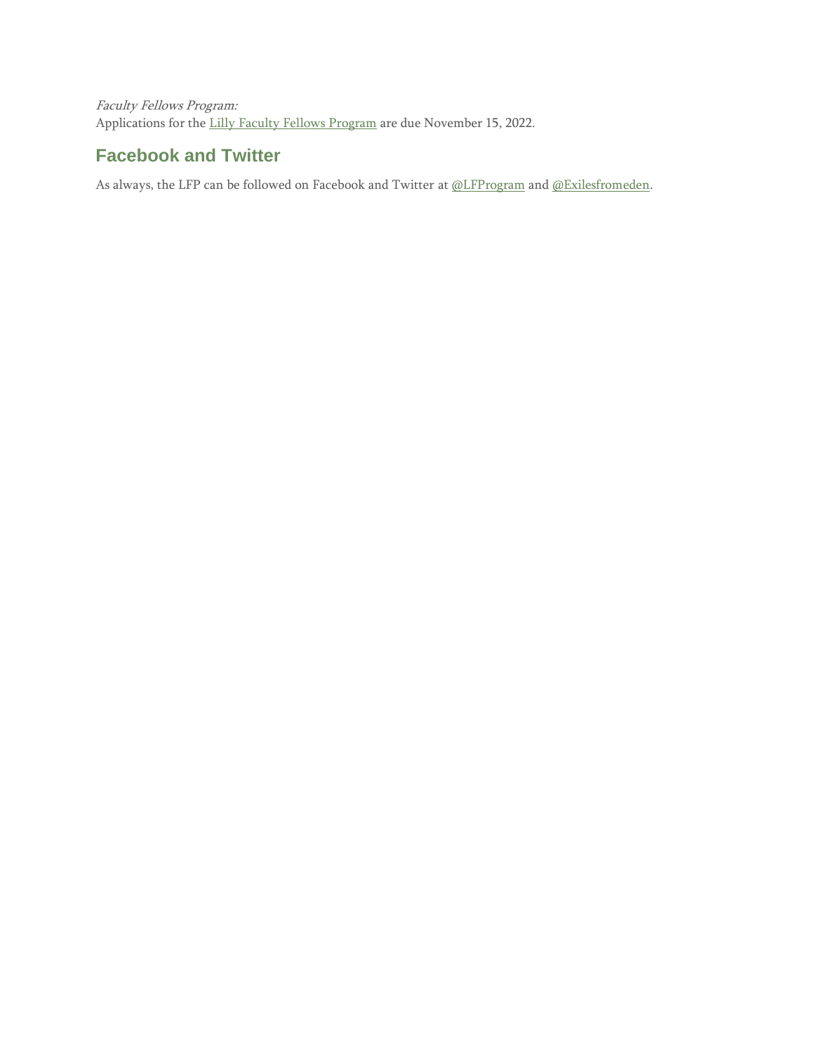*Faculty Fellows Program:*
Applications for the Lilly Faculty Fellows Program are due November 15, 2022.

## Facebook and Twitter

As always, the LFP can be followed on Facebook and Twitter at @LFProgram and @Exilesfromeden.